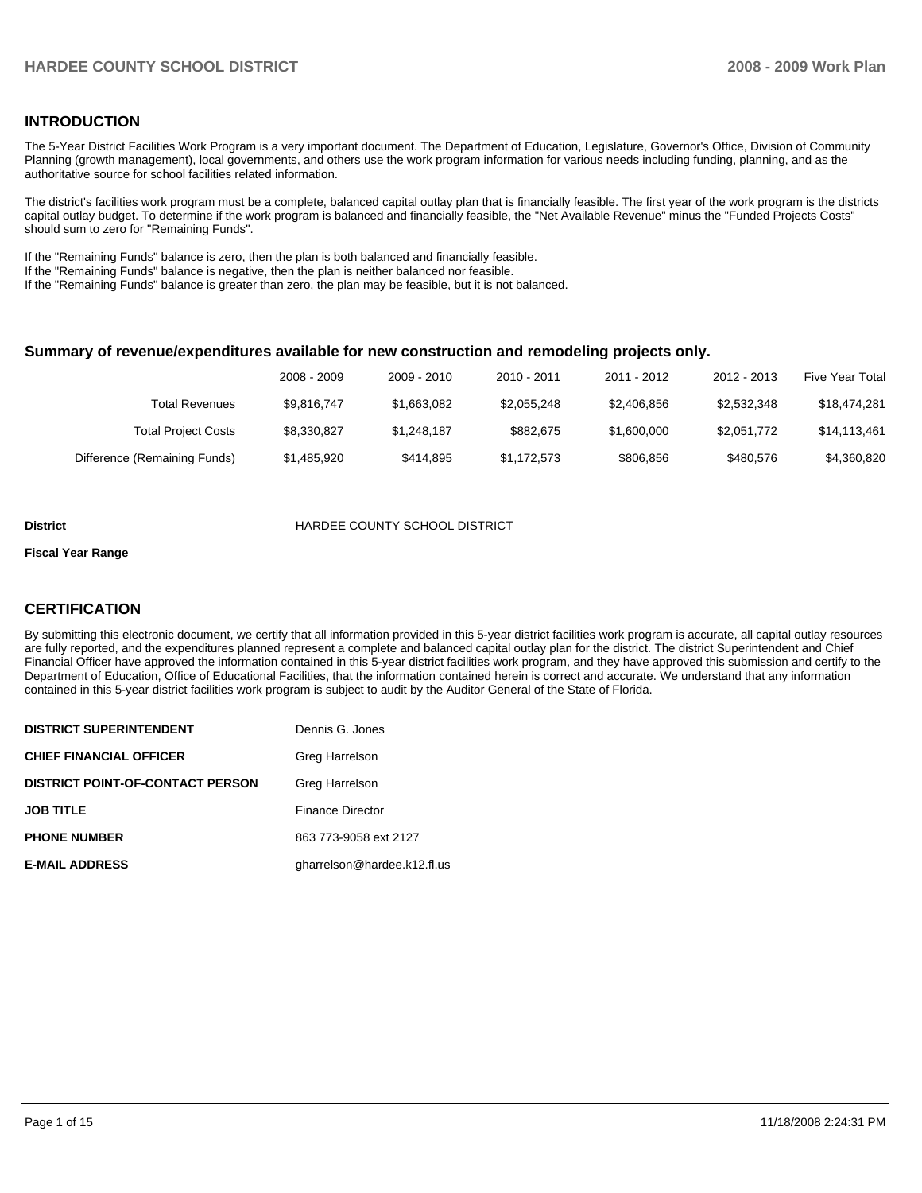## INTRODUCTION

The 5-Year District Facilities Work Program is a very important document. The Department of Education, Legislature, Governor's Office, Division of Community Planning (growth management), local governments, and others use the work program information for various needs including funding, planning, and as the authoritative source for school facilities related information.

The district's facilities work program must be a complete, balanced capital outlay plan that is financially feasible. The first year of the work program is the districts capital outlay budget. To determine if the work program is balanced and financially feasible, the "Net Available Revenue" minus the "Funded Projects Costs" should sum to zero for "Remaining Funds".

If the "Remaining Funds" balance is zero, then the plan is both balanced and financially feasible.
If the "Remaining Funds" balance is negative, then the plan is neither balanced nor feasible.
If the "Remaining Funds" balance is greater than zero, the plan may be feasible, but it is not balanced.

### Summary of revenue/expenditures available for new construction and remodeling projects only.

| | 2008 - 2009 | 2009 - 2010 | 2010 - 2011 | 2011 - 2012 | 2012 - 2013 | Five Year Total |
|---|---|---|---|---|---|---|
| Total Revenues | $9,816,747 | $1,663,082 | $2,055,248 | $2,406,856 | $2,532,348 | $18,474,281 |
| Total Project Costs | $8,330,827 | $1,248,187 | $882,675 | $1,600,000 | $2,051,772 | $14,113,461 |
| Difference (Remaining Funds) | $1,485,920 | $414,895 | $1,172,573 | $806,856 | $480,576 | $4,360,820 |

**District** HARDEE COUNTY SCHOOL DISTRICT

**Fiscal Year Range**

## CERTIFICATION

By submitting this electronic document, we certify that all information provided in this 5-year district facilities work program is accurate, all capital outlay resources are fully reported, and the expenditures planned represent a complete and balanced capital outlay plan for the district. The district Superintendent and Chief Financial Officer have approved the information contained in this 5-year district facilities work program, and they have approved this submission and certify to the Department of Education, Office of Educational Facilities, that the information contained herein is correct and accurate. We understand that any information contained in this 5-year district facilities work program is subject to audit by the Auditor General of the State of Florida.

| | |
|---|---|
| **DISTRICT SUPERINTENDENT** | Dennis G. Jones |
| **CHIEF FINANCIAL OFFICER** | Greg Harrelson |
| **DISTRICT POINT-OF-CONTACT PERSON** | Greg Harrelson |
| **JOB TITLE** | Finance Director |
| **PHONE NUMBER** | 863 773-9058 ext 2127 |
| **E-MAIL ADDRESS** | gharrelson@hardee.k12.fl.us |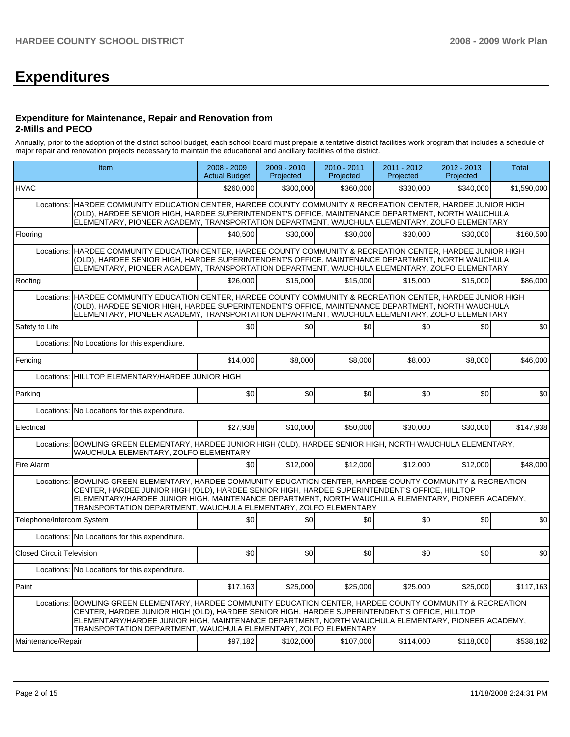# Expenditures

### Expenditure for Maintenance, Repair and Renovation from 2-Mills and PECO

Annually, prior to the adoption of the district school budget, each school board must prepare a tentative district facilities work program that includes a schedule of major repair and renovation projects necessary to maintain the educational and ancillary facilities of the district.

| Item | | 2008 - 2009 Actual Budget | 2009 - 2010 Projected | 2010 - 2011 Projected | 2011 - 2012 Projected | 2012 - 2013 Projected | Total |
|---|---|---|---|---|---|---|---|
| HVAC | | $260,000 | $300,000 | $360,000 | $330,000 | $340,000 | $1,590,000 |
| Locations: | HARDEE COMMUNITY EDUCATION CENTER, HARDEE COUNTY COMMUNITY & RECREATION CENTER, HARDEE JUNIOR HIGH (OLD), HARDEE SENIOR HIGH, HARDEE SUPERINTENDENT'S OFFICE, MAINTENANCE DEPARTMENT, NORTH WAUCHULA ELEMENTARY, PIONEER ACADEMY, TRANSPORTATION DEPARTMENT, WAUCHULA ELEMENTARY, ZOLFO ELEMENTARY | | | | | | |
| Flooring | | $40,500 | $30,000 | $30,000 | $30,000 | $30,000 | $160,500 |
| Locations: | HARDEE COMMUNITY EDUCATION CENTER, HARDEE COUNTY COMMUNITY & RECREATION CENTER, HARDEE JUNIOR HIGH (OLD), HARDEE SENIOR HIGH, HARDEE SUPERINTENDENT'S OFFICE, MAINTENANCE DEPARTMENT, NORTH WAUCHULA ELEMENTARY, PIONEER ACADEMY, TRANSPORTATION DEPARTMENT, WAUCHULA ELEMENTARY, ZOLFO ELEMENTARY | | | | | | |
| Roofing | | $26,000 | $15,000 | $15,000 | $15,000 | $15,000 | $86,000 |
| Locations: | HARDEE COMMUNITY EDUCATION CENTER, HARDEE COUNTY COMMUNITY & RECREATION CENTER, HARDEE JUNIOR HIGH (OLD), HARDEE SENIOR HIGH, HARDEE SUPERINTENDENT'S OFFICE, MAINTENANCE DEPARTMENT, NORTH WAUCHULA ELEMENTARY, PIONEER ACADEMY, TRANSPORTATION DEPARTMENT, WAUCHULA ELEMENTARY, ZOLFO ELEMENTARY | | | | | | |
| Safety to Life | | $0 | $0 | $0 | $0 | $0 | $0 |
| Locations: | No Locations for this expenditure. | | | | | | |
| Fencing | | $14,000 | $8,000 | $8,000 | $8,000 | $8,000 | $46,000 |
| Locations: | HILLTOP ELEMENTARY/HARDEE JUNIOR HIGH | | | | | | |
| Parking | | $0 | $0 | $0 | $0 | $0 | $0 |
| Locations: | No Locations for this expenditure. | | | | | | |
| Electrical | | $27,938 | $10,000 | $50,000 | $30,000 | $30,000 | $147,938 |
| Locations: | BOWLING GREEN ELEMENTARY, HARDEE JUNIOR HIGH (OLD), HARDEE SENIOR HIGH, NORTH WAUCHULA ELEMENTARY, WAUCHULA ELEMENTARY, ZOLFO ELEMENTARY | | | | | | |
| Fire Alarm | | $0 | $12,000 | $12,000 | $12,000 | $12,000 | $48,000 |
| Locations: | BOWLING GREEN ELEMENTARY, HARDEE COMMUNITY EDUCATION CENTER, HARDEE COUNTY COMMUNITY & RECREATION CENTER, HARDEE JUNIOR HIGH (OLD), HARDEE SENIOR HIGH, HARDEE SUPERINTENDENT'S OFFICE, HILLTOP ELEMENTARY/HARDEE JUNIOR HIGH, MAINTENANCE DEPARTMENT, NORTH WAUCHULA ELEMENTARY, PIONEER ACADEMY, TRANSPORTATION DEPARTMENT, WAUCHULA ELEMENTARY, ZOLFO ELEMENTARY | | | | | | |
| Telephone/Intercom System | | $0 | $0 | $0 | $0 | $0 | $0 |
| Locations: | No Locations for this expenditure. | | | | | | |
| Closed Circuit Television | | $0 | $0 | $0 | $0 | $0 | $0 |
| Locations: | No Locations for this expenditure. | | | | | | |
| Paint | | $17,163 | $25,000 | $25,000 | $25,000 | $25,000 | $117,163 |
| Locations: | BOWLING GREEN ELEMENTARY, HARDEE COMMUNITY EDUCATION CENTER, HARDEE COUNTY COMMUNITY & RECREATION CENTER, HARDEE JUNIOR HIGH (OLD), HARDEE SENIOR HIGH, HARDEE SUPERINTENDENT'S OFFICE, HILLTOP ELEMENTARY/HARDEE JUNIOR HIGH, MAINTENANCE DEPARTMENT, NORTH WAUCHULA ELEMENTARY, PIONEER ACADEMY, TRANSPORTATION DEPARTMENT, WAUCHULA ELEMENTARY, ZOLFO ELEMENTARY | | | | | | |
| Maintenance/Repair | | $97,182 | $102,000 | $107,000 | $114,000 | $118,000 | $538,182 |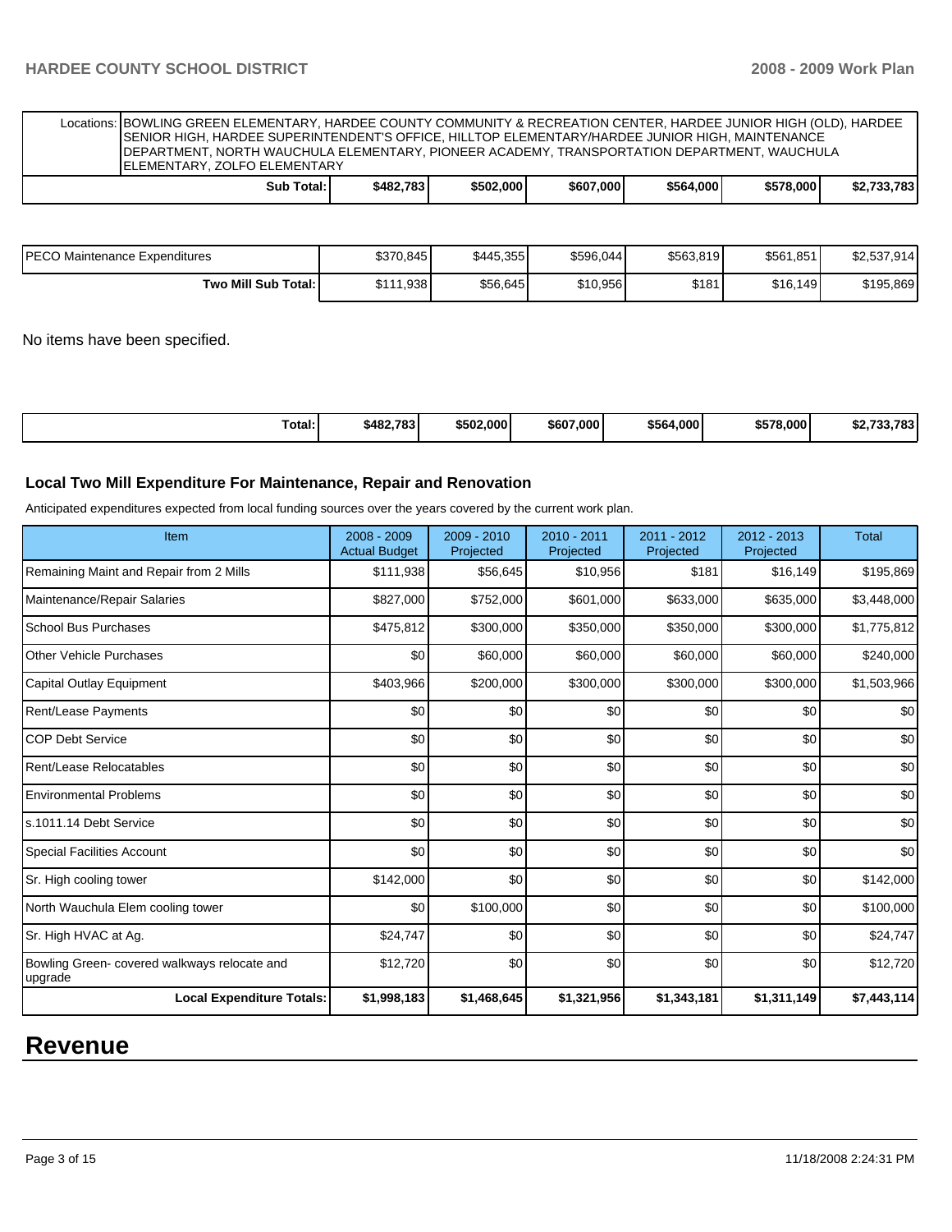| Locations: | BOWLING GREEN ELEMENTARY, HARDEE COUNTY COMMUNITY & RECREATION CENTER, HARDEE JUNIOR HIGH (OLD), HARDEE SENIOR HIGH, HARDEE SUPERINTENDENT'S OFFICE, HILLTOP ELEMENTARY/HARDEE JUNIOR HIGH, MAINTENANCE DEPARTMENT, NORTH WAUCHULA ELEMENTARY, PIONEER ACADEMY, TRANSPORTATION DEPARTMENT, WAUCHULA ELEMENTARY, ZOLFO ELEMENTARY | | | | | |
|---|---|---|---|---|---|---|
| | **Sub Total:** | **$482,783** | **$502,000** | **$607,000** | **$564,000** | **$578,000** | **$2,733,783** |

| | | | | | | |
|---|---|---|---|---|---|---|
| PECO Maintenance Expenditures | $370,845 | $445,355 | $596,044 | $563,819 | $561,851 | $2,537,914 |
| **Two Mill Sub Total:** | $111,938 | $56,645 | $10,956 | $181 | $16,149 | $195,869 |

No items have been specified.

| | | | | | | |
|---|---|---|---|---|---|---|
| **Total:** | **$482,783** | **$502,000** | **$607,000** | **$564,000** | **$578,000** | **$2,733,783** |

### Local Two Mill Expenditure For Maintenance, Repair and Renovation

Anticipated expenditures expected from local funding sources over the years covered by the current work plan.

| Item | 2008 - 2009 Actual Budget | 2009 - 2010 Projected | 2010 - 2011 Projected | 2011 - 2012 Projected | 2012 - 2013 Projected | Total |
|---|---|---|---|---|---|---|
| Remaining Maint and Repair from 2 Mills | $111,938 | $56,645 | $10,956 | $181 | $16,149 | $195,869 |
| Maintenance/Repair Salaries | $827,000 | $752,000 | $601,000 | $633,000 | $635,000 | $3,448,000 |
| School Bus Purchases | $475,812 | $300,000 | $350,000 | $350,000 | $300,000 | $1,775,812 |
| Other Vehicle Purchases | $0 | $60,000 | $60,000 | $60,000 | $60,000 | $240,000 |
| Capital Outlay Equipment | $403,966 | $200,000 | $300,000 | $300,000 | $300,000 | $1,503,966 |
| Rent/Lease Payments | $0 | $0 | $0 | $0 | $0 | $0 |
| COP Debt Service | $0 | $0 | $0 | $0 | $0 | $0 |
| Rent/Lease Relocatables | $0 | $0 | $0 | $0 | $0 | $0 |
| Environmental Problems | $0 | $0 | $0 | $0 | $0 | $0 |
| s.1011.14 Debt Service | $0 | $0 | $0 | $0 | $0 | $0 |
| Special Facilities Account | $0 | $0 | $0 | $0 | $0 | $0 |
| Sr. High cooling tower | $142,000 | $0 | $0 | $0 | $0 | $142,000 |
| North Wauchula Elem cooling tower | $0 | $100,000 | $0 | $0 | $0 | $100,000 |
| Sr. High HVAC at Ag. | $24,747 | $0 | $0 | $0 | $0 | $24,747 |
| Bowling Green- covered walkways relocate and upgrade | $12,720 | $0 | $0 | $0 | $0 | $12,720 |
| **Local Expenditure Totals:** | **$1,998,183** | **$1,468,645** | **$1,321,956** | **$1,343,181** | **$1,311,149** | **$7,443,114** |

# Revenue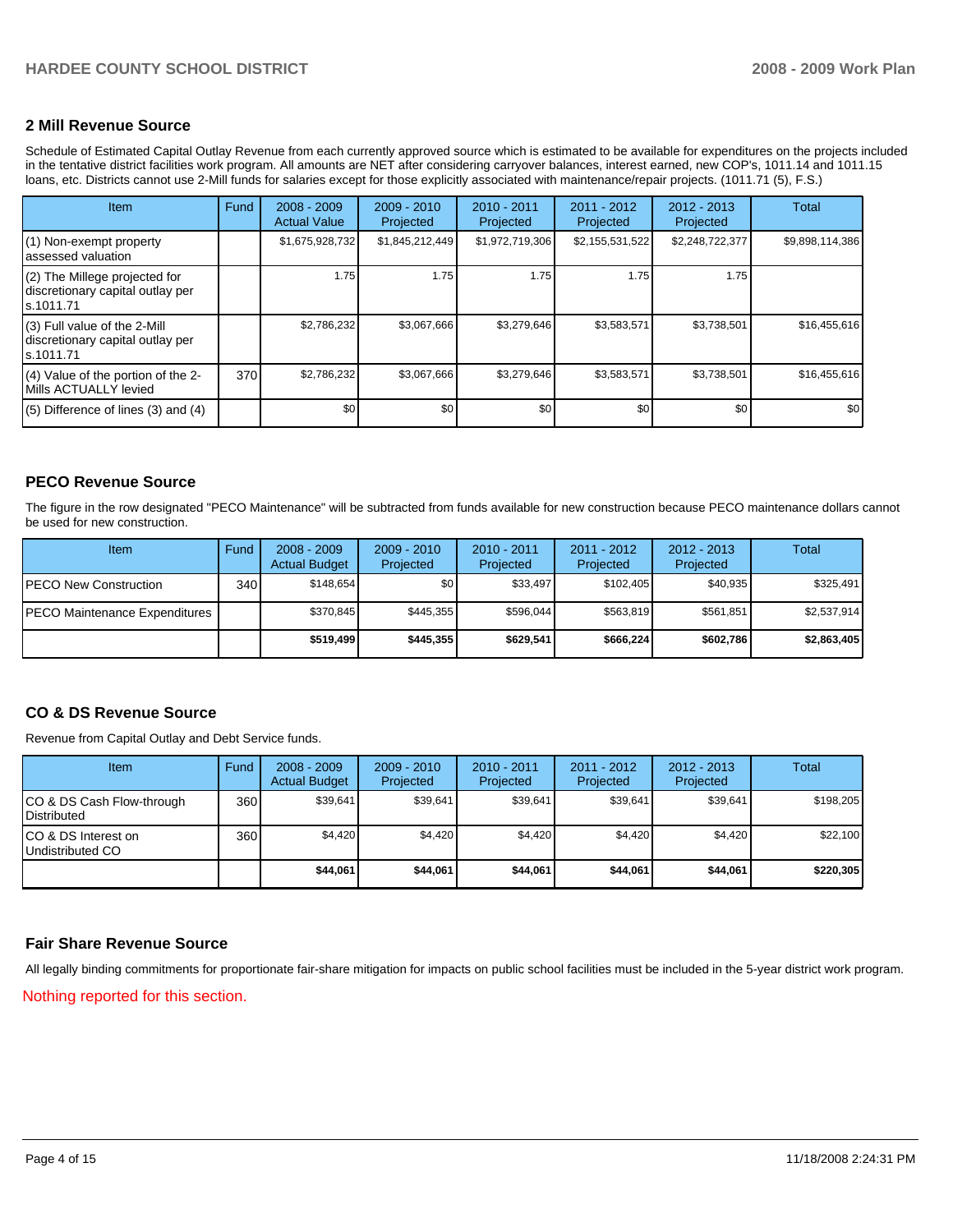## 2 Mill Revenue Source

Schedule of Estimated Capital Outlay Revenue from each currently approved source which is estimated to be available for expenditures on the projects included in the tentative district facilities work program. All amounts are NET after considering carryover balances, interest earned, new COP's, 1011.14 and 1011.15 loans, etc. Districts cannot use 2-Mill funds for salaries except for those explicitly associated with maintenance/repair projects. (1011.71 (5), F.S.)

| Item | Fund | 2008 - 2009 Actual Value | 2009 - 2010 Projected | 2010 - 2011 Projected | 2011 - 2012 Projected | 2012 - 2013 Projected | Total |
|---|---|---|---|---|---|---|---|
| (1) Non-exempt property assessed valuation | | $1,675,928,732 | $1,845,212,449 | $1,972,719,306 | $2,155,531,522 | $2,248,722,377 | $9,898,114,386 |
| (2) The Millege projected for discretionary capital outlay per s.1011.71 | | 1.75 | 1.75 | 1.75 | 1.75 | 1.75 | |
| (3) Full value of the 2-Mill discretionary capital outlay per s.1011.71 | | $2,786,232 | $3,067,666 | $3,279,646 | $3,583,571 | $3,738,501 | $16,455,616 |
| (4) Value of the portion of the 2-Mills ACTUALLY levied | 370 | $2,786,232 | $3,067,666 | $3,279,646 | $3,583,571 | $3,738,501 | $16,455,616 |
| (5) Difference of lines (3) and (4) | | $0 | $0 | $0 | $0 | $0 | $0 |

## PECO Revenue Source

The figure in the row designated "PECO Maintenance" will be subtracted from funds available for new construction because PECO maintenance dollars cannot be used for new construction.

| Item | Fund | 2008 - 2009 Actual Budget | 2009 - 2010 Projected | 2010 - 2011 Projected | 2011 - 2012 Projected | 2012 - 2013 Projected | Total |
|---|---|---|---|---|---|---|---|
| PECO New Construction | 340 | $148,654 | $0 | $33,497 | $102,405 | $40,935 | $325,491 |
| PECO Maintenance Expenditures | | $370,845 | $445,355 | $596,044 | $563,819 | $561,851 | $2,537,914 |
| | | **$519,499** | **$445,355** | **$629,541** | **$666,224** | **$602,786** | **$2,863,405** |

## CO & DS Revenue Source

Revenue from Capital Outlay and Debt Service funds.

| Item | Fund | 2008 - 2009 Actual Budget | 2009 - 2010 Projected | 2010 - 2011 Projected | 2011 - 2012 Projected | 2012 - 2013 Projected | Total |
|---|---|---|---|---|---|---|---|
| CO & DS Cash Flow-through Distributed | 360 | $39,641 | $39,641 | $39,641 | $39,641 | $39,641 | $198,205 |
| CO & DS Interest on Undistributed CO | 360 | $4,420 | $4,420 | $4,420 | $4,420 | $4,420 | $22,100 |
| | | **$44,061** | **$44,061** | **$44,061** | **$44,061** | **$44,061** | **$220,305** |

## Fair Share Revenue Source

All legally binding commitments for proportionate fair-share mitigation for impacts on public school facilities must be included in the 5-year district work program.

Nothing reported for this section.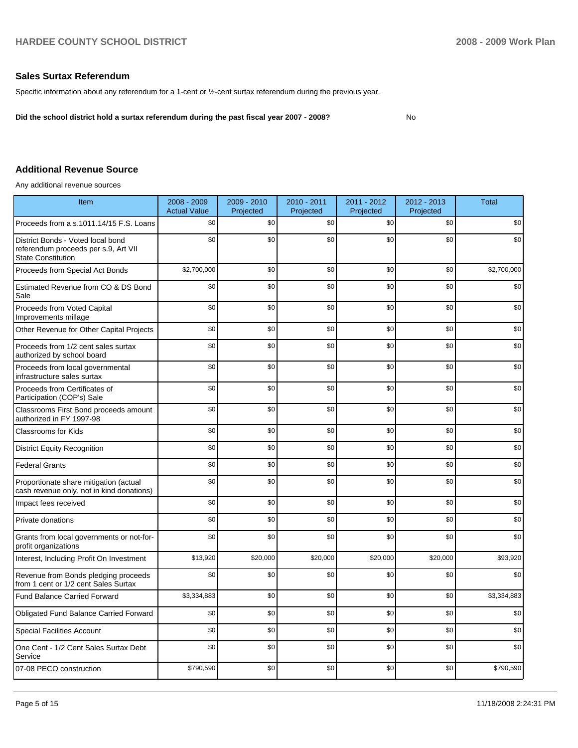## Sales Surtax Referendum

Specific information about any referendum for a 1-cent or ½-cent surtax referendum during the previous year.

**Did the school district hold a surtax referendum during the past fiscal year 2007 - 2008?** No

## Additional Revenue Source

Any additional revenue sources

| Item | 2008 - 2009 Actual Value | 2009 - 2010 Projected | 2010 - 2011 Projected | 2011 - 2012 Projected | 2012 - 2013 Projected | Total |
|---|---|---|---|---|---|---|
| Proceeds from a s.1011.14/15 F.S. Loans | $0 | $0 | $0 | $0 | $0 | $0 |
| District Bonds - Voted local bond referendum proceeds per s.9, Art VII State Constitution | $0 | $0 | $0 | $0 | $0 | $0 |
| Proceeds from Special Act Bonds | $2,700,000 | $0 | $0 | $0 | $0 | $2,700,000 |
| Estimated Revenue from CO & DS Bond Sale | $0 | $0 | $0 | $0 | $0 | $0 |
| Proceeds from Voted Capital Improvements millage | $0 | $0 | $0 | $0 | $0 | $0 |
| Other Revenue for Other Capital Projects | $0 | $0 | $0 | $0 | $0 | $0 |
| Proceeds from 1/2 cent sales surtax authorized by school board | $0 | $0 | $0 | $0 | $0 | $0 |
| Proceeds from local governmental infrastructure sales surtax | $0 | $0 | $0 | $0 | $0 | $0 |
| Proceeds from Certificates of Participation (COP's) Sale | $0 | $0 | $0 | $0 | $0 | $0 |
| Classrooms First Bond proceeds amount authorized in FY 1997-98 | $0 | $0 | $0 | $0 | $0 | $0 |
| Classrooms for Kids | $0 | $0 | $0 | $0 | $0 | $0 |
| District Equity Recognition | $0 | $0 | $0 | $0 | $0 | $0 |
| Federal Grants | $0 | $0 | $0 | $0 | $0 | $0 |
| Proportionate share mitigation (actual cash revenue only, not in kind donations) | $0 | $0 | $0 | $0 | $0 | $0 |
| Impact fees received | $0 | $0 | $0 | $0 | $0 | $0 |
| Private donations | $0 | $0 | $0 | $0 | $0 | $0 |
| Grants from local governments or not-for-profit organizations | $0 | $0 | $0 | $0 | $0 | $0 |
| Interest, Including Profit On Investment | $13,920 | $20,000 | $20,000 | $20,000 | $20,000 | $93,920 |
| Revenue from Bonds pledging proceeds from 1 cent or 1/2 cent Sales Surtax | $0 | $0 | $0 | $0 | $0 | $0 |
| Fund Balance Carried Forward | $3,334,883 | $0 | $0 | $0 | $0 | $3,334,883 |
| Obligated Fund Balance Carried Forward | $0 | $0 | $0 | $0 | $0 | $0 |
| Special Facilities Account | $0 | $0 | $0 | $0 | $0 | $0 |
| One Cent - 1/2 Cent Sales Surtax Debt Service | $0 | $0 | $0 | $0 | $0 | $0 |
| 07-08 PECO construction | $790,590 | $0 | $0 | $0 | $0 | $790,590 |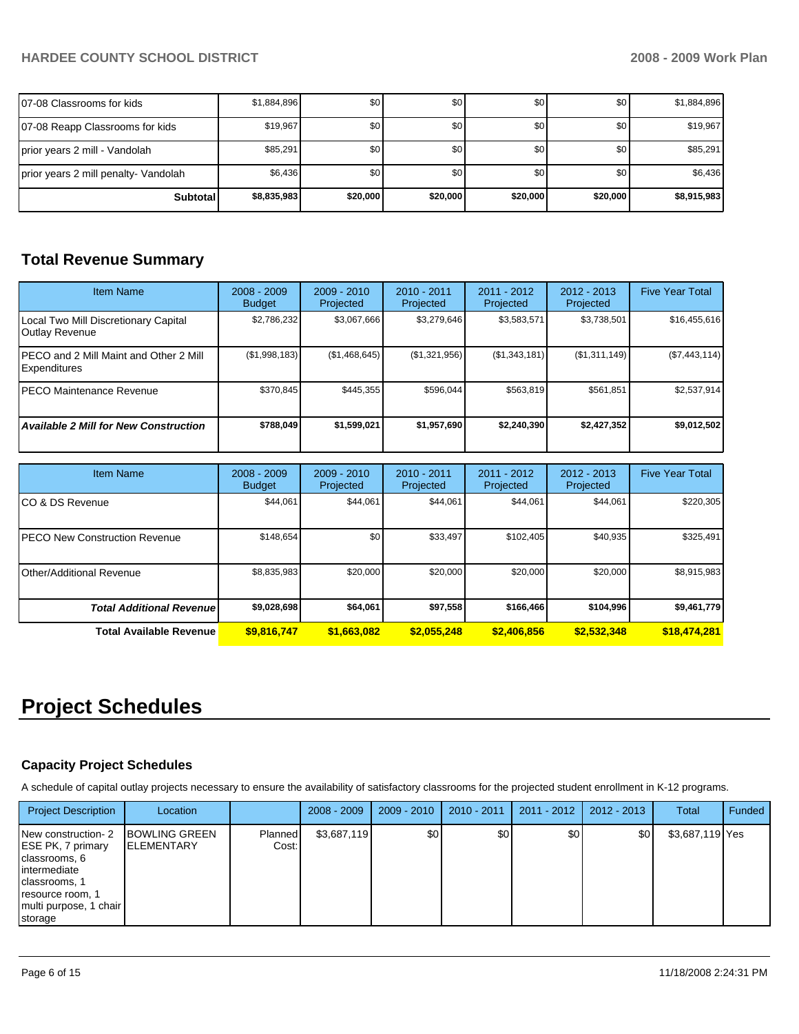| | | | | | | |
|---|---|---|---|---|---|---|
| 07-08 Classrooms for kids | $1,884,896 | $0 | $0 | $0 | $0 | $1,884,896 |
| 07-08 Reapp Classrooms for kids | $19,967 | $0 | $0 | $0 | $0 | $19,967 |
| prior years 2 mill - Vandolah | $85,291 | $0 | $0 | $0 | $0 | $85,291 |
| prior years 2 mill penalty- Vandolah | $6,436 | $0 | $0 | $0 | $0 | $6,436 |
| **Subtotal** | **$8,835,983** | **$20,000** | **$20,000** | **$20,000** | **$20,000** | **$8,915,983** |

## Total Revenue Summary

| Item Name | 2008 - 2009 Budget | 2009 - 2010 Projected | 2010 - 2011 Projected | 2011 - 2012 Projected | 2012 - 2013 Projected | Five Year Total |
|---|---|---|---|---|---|---|
| Local Two Mill Discretionary Capital Outlay Revenue | $2,786,232 | $3,067,666 | $3,279,646 | $3,583,571 | $3,738,501 | $16,455,616 |
| PECO and 2 Mill Maint and Other 2 Mill Expenditures | ($1,998,183) | ($1,468,645) | ($1,321,956) | ($1,343,181) | ($1,311,149) | ($7,443,114) |
| PECO Maintenance Revenue | $370,845 | $445,355 | $596,044 | $563,819 | $561,851 | $2,537,914 |
| ***Available 2 Mill for New Construction*** | **$788,049** | **$1,599,021** | **$1,957,690** | **$2,240,390** | **$2,427,352** | **$9,012,502** |

| Item Name | 2008 - 2009 Budget | 2009 - 2010 Projected | 2010 - 2011 Projected | 2011 - 2012 Projected | 2012 - 2013 Projected | Five Year Total |
|---|---|---|---|---|---|---|
| CO & DS Revenue | $44,061 | $44,061 | $44,061 | $44,061 | $44,061 | $220,305 |
| PECO New Construction Revenue | $148,654 | $0 | $33,497 | $102,405 | $40,935 | $325,491 |
| Other/Additional Revenue | $8,835,983 | $20,000 | $20,000 | $20,000 | $20,000 | $8,915,983 |
| ***Total Additional Revenue*** | **$9,028,698** | **$64,061** | **$97,558** | **$166,466** | **$104,996** | **$9,461,779** |
| **Total Available Revenue** | **$9,816,747** | **$1,663,082** | **$2,055,248** | **$2,406,856** | **$2,532,348** | **$18,474,281** |

# Project Schedules

### Capacity Project Schedules

A schedule of capital outlay projects necessary to ensure the availability of satisfactory classrooms for the projected student enrollment in K-12 programs.

| Project Description | Location | | 2008 - 2009 | 2009 - 2010 | 2010 - 2011 | 2011 - 2012 | 2012 - 2013 | Total | Funded |
|---|---|---|---|---|---|---|---|---|---|
| New construction- 2 ESE PK, 7 primary classrooms, 6 intermediate classrooms, 1 resource room, 1 multi purpose, 1 chair storage | BOWLING GREEN ELEMENTARY | Planned Cost: | $3,687,119 | $0 | $0 | $0 | $0 | $3,687,119 | Yes |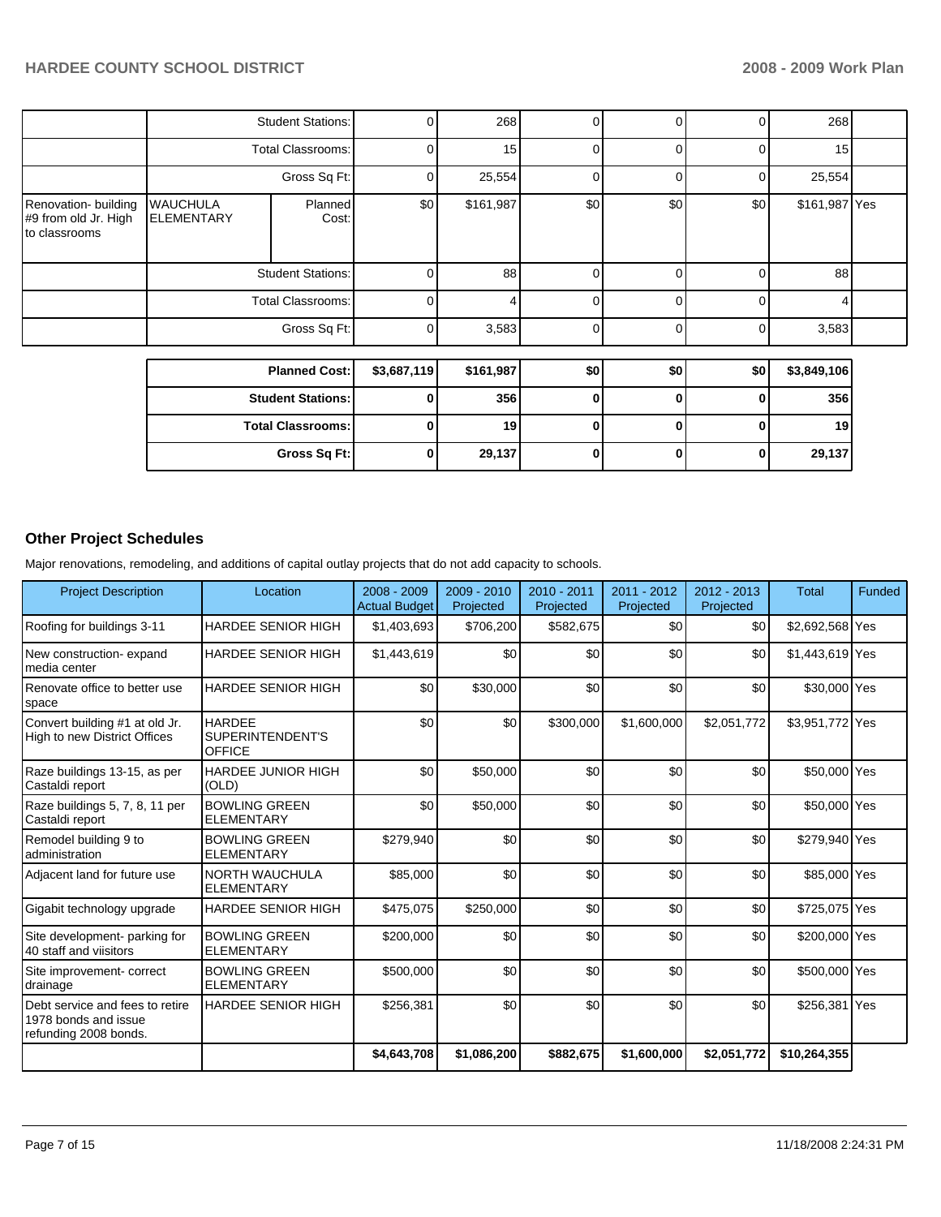| | | | | | | | | |
|---|---|---|---|---|---|---|---|---|
| | Student Stations: | | 0 | 268 | 0 | 0 | 0 | 268 | |
| | Total Classrooms: | | 0 | 15 | 0 | 0 | 0 | 15 | |
| | Gross Sq Ft: | | 0 | 25,554 | 0 | 0 | 0 | 25,554 | |
| Renovation- building #9 from old Jr. High to classrooms | WAUCHULA ELEMENTARY | Planned Cost: | $0 | $161,987 | $0 | $0 | $0 | $161,987 | Yes |
| | Student Stations: | | 0 | 88 | 0 | 0 | 0 | 88 | |
| | Total Classrooms: | | 0 | 4 | 0 | 0 | 0 | 4 | |
| | Gross Sq Ft: | | 0 | 3,583 | 0 | 0 | 0 | 3,583 | |

| | | | | | | |
|---|---|---|---|---|---|---|
| **Planned Cost:** | **$3,687,119** | **$161,987** | **$0** | **$0** | **$0** | **$3,849,106** |
| **Student Stations:** | **0** | **356** | **0** | **0** | **0** | **356** |
| **Total Classrooms:** | **0** | **19** | **0** | **0** | **0** | **19** |
| **Gross Sq Ft:** | **0** | **29,137** | **0** | **0** | **0** | **29,137** |

## Other Project Schedules

Major renovations, remodeling, and additions of capital outlay projects that do not add capacity to schools.

| Project Description | Location | 2008 - 2009 Actual Budget | 2009 - 2010 Projected | 2010 - 2011 Projected | 2011 - 2012 Projected | 2012 - 2013 Projected | Total | Funded |
|---|---|---|---|---|---|---|---|---|
| Roofing for buildings 3-11 | HARDEE SENIOR HIGH | $1,403,693 | $706,200 | $582,675 | $0 | $0 | $2,692,568 | Yes |
| New construction- expand media center | HARDEE SENIOR HIGH | $1,443,619 | $0 | $0 | $0 | $0 | $1,443,619 | Yes |
| Renovate office to better use space | HARDEE SENIOR HIGH | $0 | $30,000 | $0 | $0 | $0 | $30,000 | Yes |
| Convert building #1 at old Jr. High to new District Offices | HARDEE SUPERINTENDENT'S OFFICE | $0 | $0 | $300,000 | $1,600,000 | $2,051,772 | $3,951,772 | Yes |
| Raze buildings 13-15, as per Castaldi report | HARDEE JUNIOR HIGH (OLD) | $0 | $50,000 | $0 | $0 | $0 | $50,000 | Yes |
| Raze buildings 5, 7, 8, 11 per Castaldi report | BOWLING GREEN ELEMENTARY | $0 | $50,000 | $0 | $0 | $0 | $50,000 | Yes |
| Remodel building 9 to administration | BOWLING GREEN ELEMENTARY | $279,940 | $0 | $0 | $0 | $0 | $279,940 | Yes |
| Adjacent land for future use | NORTH WAUCHULA ELEMENTARY | $85,000 | $0 | $0 | $0 | $0 | $85,000 | Yes |
| Gigabit technology upgrade | HARDEE SENIOR HIGH | $475,075 | $250,000 | $0 | $0 | $0 | $725,075 | Yes |
| Site development- parking for 40 staff and viisitors | BOWLING GREEN ELEMENTARY | $200,000 | $0 | $0 | $0 | $0 | $200,000 | Yes |
| Site improvement- correct drainage | BOWLING GREEN ELEMENTARY | $500,000 | $0 | $0 | $0 | $0 | $500,000 | Yes |
| Debt service and fees to retire 1978 bonds and issue refunding 2008 bonds. | HARDEE SENIOR HIGH | $256,381 | $0 | $0 | $0 | $0 | $256,381 | Yes |
| | | **$4,643,708** | **$1,086,200** | **$882,675** | **$1,600,000** | **$2,051,772** | **$10,264,355** | |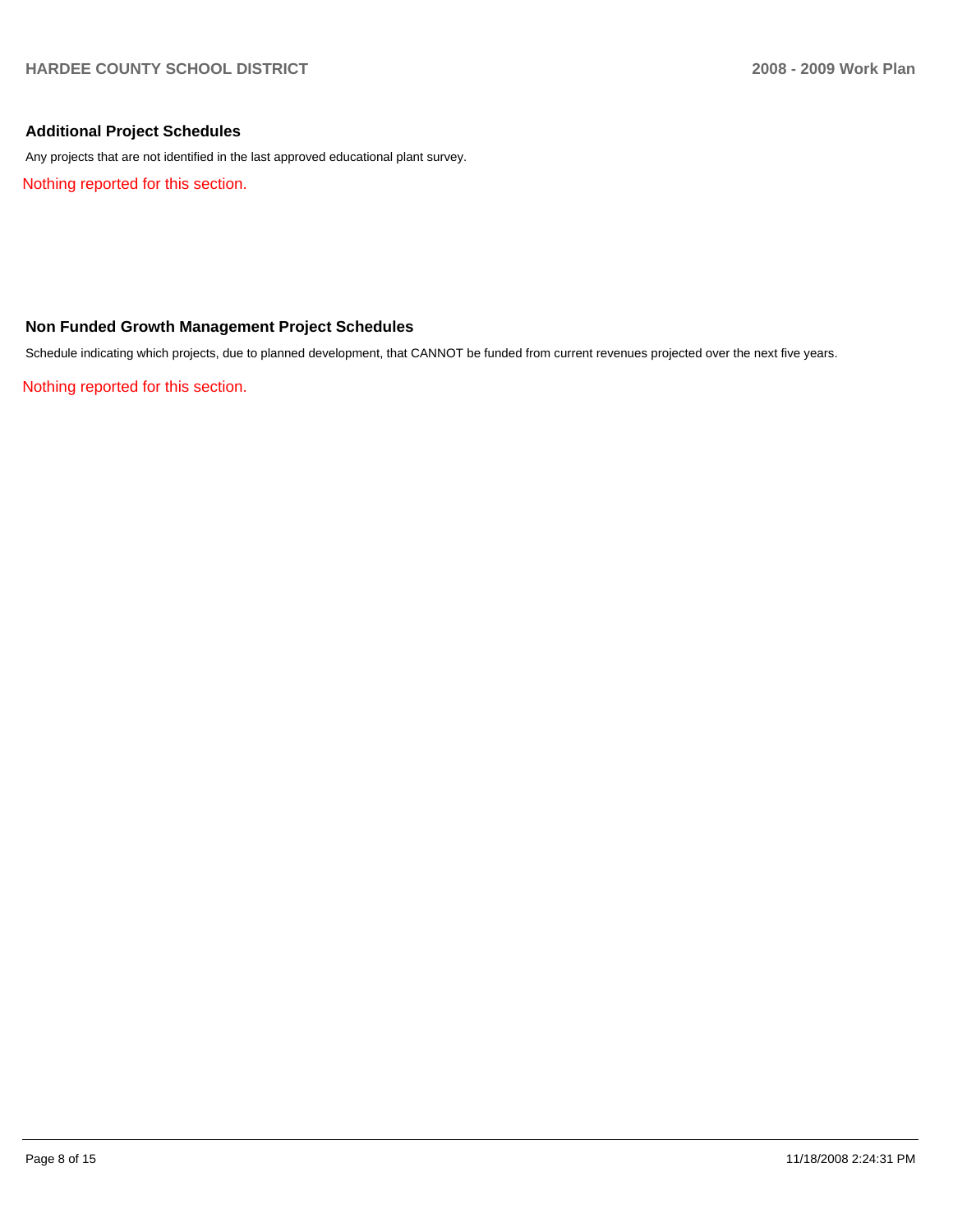## Additional Project Schedules

Any projects that are not identified in the last approved educational plant survey.

Nothing reported for this section.

## Non Funded Growth Management Project Schedules

Schedule indicating which projects, due to planned development, that CANNOT be funded from current revenues projected over the next five years.

Nothing reported for this section.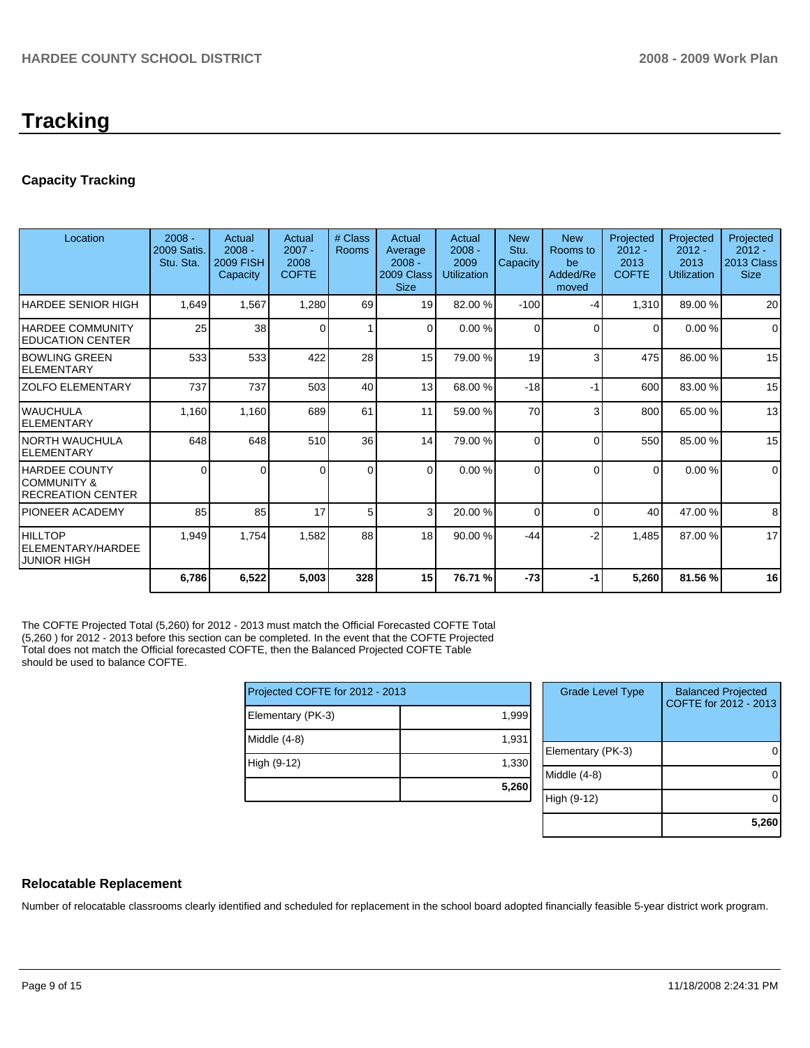# Tracking

## Capacity Tracking

| Location | 2008 - 2009 Satis. Stu. Sta. | Actual 2008 - 2009 FISH Capacity | Actual 2007 - 2008 COFTE | # Class Rooms | Actual Average 2008 - 2009 Class Size | Actual 2008 - 2009 Utilization | New Stu. Capacity | New Rooms to be Added/Removed | Projected 2012 - 2013 COFTE | Projected 2012 - 2013 Utilization | Projected 2012 - 2013 Class Size |
|---|---|---|---|---|---|---|---|---|---|---|---|
| HARDEE SENIOR HIGH | 1,649 | 1,567 | 1,280 | 69 | 19 | 82.00 % | -100 | -4 | 1,310 | 89.00 % | 20 |
| HARDEE COMMUNITY EDUCATION CENTER | 25 | 38 | 0 | 1 | 0 | 0.00 % | 0 | 0 | 0 | 0.00 % | 0 |
| BOWLING GREEN ELEMENTARY | 533 | 533 | 422 | 28 | 15 | 79.00 % | 19 | 3 | 475 | 86.00 % | 15 |
| ZOLFO ELEMENTARY | 737 | 737 | 503 | 40 | 13 | 68.00 % | -18 | -1 | 600 | 83.00 % | 15 |
| WAUCHULA ELEMENTARY | 1,160 | 1,160 | 689 | 61 | 11 | 59.00 % | 70 | 3 | 800 | 65.00 % | 13 |
| NORTH WAUCHULA ELEMENTARY | 648 | 648 | 510 | 36 | 14 | 79.00 % | 0 | 0 | 550 | 85.00 % | 15 |
| HARDEE COUNTY COMMUNITY & RECREATION CENTER | 0 | 0 | 0 | 0 | 0 | 0.00 % | 0 | 0 | 0 | 0.00 % | 0 |
| PIONEER ACADEMY | 85 | 85 | 17 | 5 | 3 | 20.00 % | 0 | 0 | 40 | 47.00 % | 8 |
| HILLTOP ELEMENTARY/HARDEE JUNIOR HIGH | 1,949 | 1,754 | 1,582 | 88 | 18 | 90.00 % | -44 | -2 | 1,485 | 87.00 % | 17 |
| | **6,786** | **6,522** | **5,003** | **328** | **15** | **76.71 %** | **-73** | **-1** | **5,260** | **81.56 %** | **16** |

The COFTE Projected Total (5,260) for 2012 - 2013 must match the Official Forecasted COFTE Total (5,260 ) for 2012 - 2013 before this section can be completed. In the event that the COFTE Projected Total does not match the Official forecasted COFTE, then the Balanced Projected COFTE Table should be used to balance COFTE.

| Projected COFTE for 2012 - 2013 | |
|---|---|
| Elementary (PK-3) | 1,999 |
| Middle (4-8) | 1,931 |
| High (9-12) | 1,330 |
| | **5,260** |

| Grade Level Type | Balanced Projected COFTE for 2012 - 2013 |
|---|---|
| Elementary (PK-3) | 0 |
| Middle (4-8) | 0 |
| High (9-12) | 0 |
| | **5,260** |

## Relocatable Replacement

Number of relocatable classrooms clearly identified and scheduled for replacement in the school board adopted financially feasible 5-year district work program.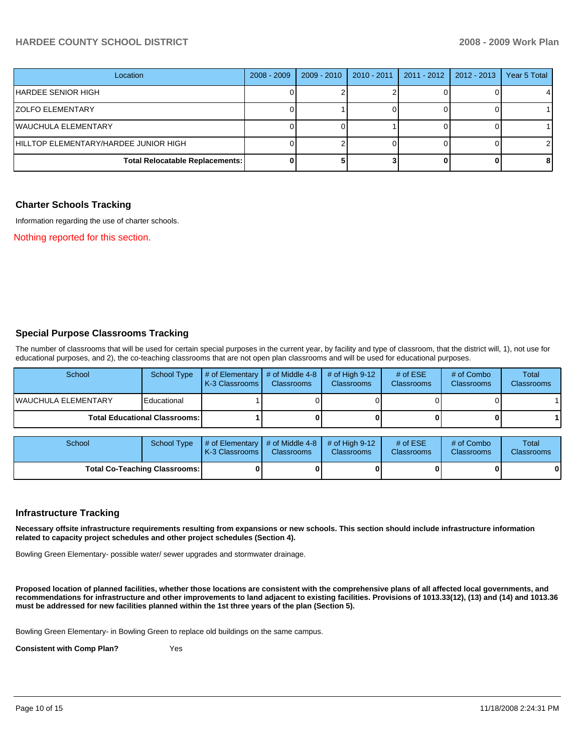| Location | 2008 - 2009 | 2009 - 2010 | 2010 - 2011 | 2011 - 2012 | 2012 - 2013 | Year 5 Total |
|---|---|---|---|---|---|---|
| HARDEE SENIOR HIGH | 0 | 2 | 2 | 0 | 0 | 4 |
| ZOLFO ELEMENTARY | 0 | 1 | 0 | 0 | 0 | 1 |
| WAUCHULA ELEMENTARY | 0 | 0 | 1 | 0 | 0 | 1 |
| HILLTOP ELEMENTARY/HARDEE JUNIOR HIGH | 0 | 2 | 0 | 0 | 0 | 2 |
| **Total Relocatable Replacements:** | **0** | **5** | **3** | **0** | **0** | **8** |

## Charter Schools Tracking

Information regarding the use of charter schools.

Nothing reported for this section.

## Special Purpose Classrooms Tracking

The number of classrooms that will be used for certain special purposes in the current year, by facility and type of classroom, that the district will, 1), not use for educational purposes, and 2), the co-teaching classrooms that are not open plan classrooms and will be used for educational purposes.

| School | School Type | # of Elementary K-3 Classrooms | # of Middle 4-8 Classrooms | # of High 9-12 Classrooms | # of ESE Classrooms | # of Combo Classrooms | Total Classrooms |
|---|---|---|---|---|---|---|---|
| WAUCHULA ELEMENTARY | Educational | 1 | 0 | 0 | 0 | 0 | 1 |
| **Total Educational Classrooms:** | | **1** | **0** | **0** | **0** | **0** | **1** |

| School | School Type | # of Elementary K-3 Classrooms | # of Middle 4-8 Classrooms | # of High 9-12 Classrooms | # of ESE Classrooms | # of Combo Classrooms | Total Classrooms |
|---|---|---|---|---|---|---|---|
| **Total Co-Teaching Classrooms:** | | **0** | **0** | **0** | **0** | **0** | **0** |

## Infrastructure Tracking

**Necessary offsite infrastructure requirements resulting from expansions or new schools. This section should include infrastructure information related to capacity project schedules and other project schedules (Section 4).**

Bowling Green Elementary- possible water/ sewer upgrades and stormwater drainage.

**Proposed location of planned facilities, whether those locations are consistent with the comprehensive plans of all affected local governments, and recommendations for infrastructure and other improvements to land adjacent to existing facilities. Provisions of 1013.33(12), (13) and (14) and 1013.36 must be addressed for new facilities planned within the 1st three years of the plan (Section 5).**

Bowling Green Elementary- in Bowling Green to replace old buildings on the same campus.

**Consistent with Comp Plan?** Yes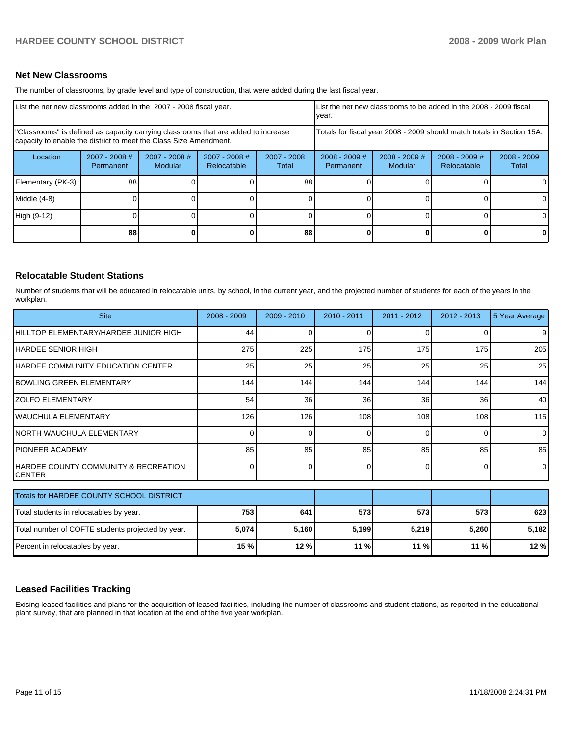## Net New Classrooms

The number of classrooms, by grade level and type of construction, that were added during the last fiscal year.

| List the net new classrooms added in the 2007 - 2008 fiscal year. | | | | | List the net new classrooms to be added in the 2008 - 2009 fiscal year. | | | |
|---|---|---|---|---|---|---|---|---|
| "Classrooms" is defined as capacity carrying classrooms that are added to increase capacity to enable the district to meet the Class Size Amendment. | | | | | Totals for fiscal year 2008 - 2009 should match totals in Section 15A. | | | |
| Location | 2007 - 2008 # Permanent | 2007 - 2008 # Modular | 2007 - 2008 # Relocatable | 2007 - 2008 Total | 2008 - 2009 # Permanent | 2008 - 2009 # Modular | 2008 - 2009 # Relocatable | 2008 - 2009 Total |
| Elementary (PK-3) | 88 | 0 | 0 | 88 | 0 | 0 | 0 | 0 |
| Middle (4-8) | 0 | 0 | 0 | 0 | 0 | 0 | 0 | 0 |
| High (9-12) | 0 | 0 | 0 | 0 | 0 | 0 | 0 | 0 |
| | **88** | **0** | **0** | **88** | **0** | **0** | **0** | **0** |

## Relocatable Student Stations

Number of students that will be educated in relocatable units, by school, in the current year, and the projected number of students for each of the years in the workplan.

| Site | 2008 - 2009 | 2009 - 2010 | 2010 - 2011 | 2011 - 2012 | 2012 - 2013 | 5 Year Average |
|---|---|---|---|---|---|---|
| HILLTOP ELEMENTARY/HARDEE JUNIOR HIGH | 44 | 0 | 0 | 0 | 0 | 9 |
| HARDEE SENIOR HIGH | 275 | 225 | 175 | 175 | 175 | 205 |
| HARDEE COMMUNITY EDUCATION CENTER | 25 | 25 | 25 | 25 | 25 | 25 |
| BOWLING GREEN ELEMENTARY | 144 | 144 | 144 | 144 | 144 | 144 |
| ZOLFO ELEMENTARY | 54 | 36 | 36 | 36 | 36 | 40 |
| WAUCHULA ELEMENTARY | 126 | 126 | 108 | 108 | 108 | 115 |
| NORTH WAUCHULA ELEMENTARY | 0 | 0 | 0 | 0 | 0 | 0 |
| PIONEER ACADEMY | 85 | 85 | 85 | 85 | 85 | 85 |
| HARDEE COUNTY COMMUNITY & RECREATION CENTER | 0 | 0 | 0 | 0 | 0 | 0 |

| Totals for HARDEE COUNTY SCHOOL DISTRICT | | | | | | |
|---|---|---|---|---|---|---|
| Total students in relocatables by year. | **753** | **641** | **573** | **573** | **573** | **623** |
| Total number of COFTE students projected by year. | **5,074** | **5,160** | **5,199** | **5,219** | **5,260** | **5,182** |
| Percent in relocatables by year. | **15 %** | **12 %** | **11 %** | **11 %** | **11 %** | **12 %** |

## Leased Facilities Tracking

Exising leased facilities and plans for the acquisition of leased facilities, including the number of classrooms and student stations, as reported in the educational plant survey, that are planned in that location at the end of the five year workplan.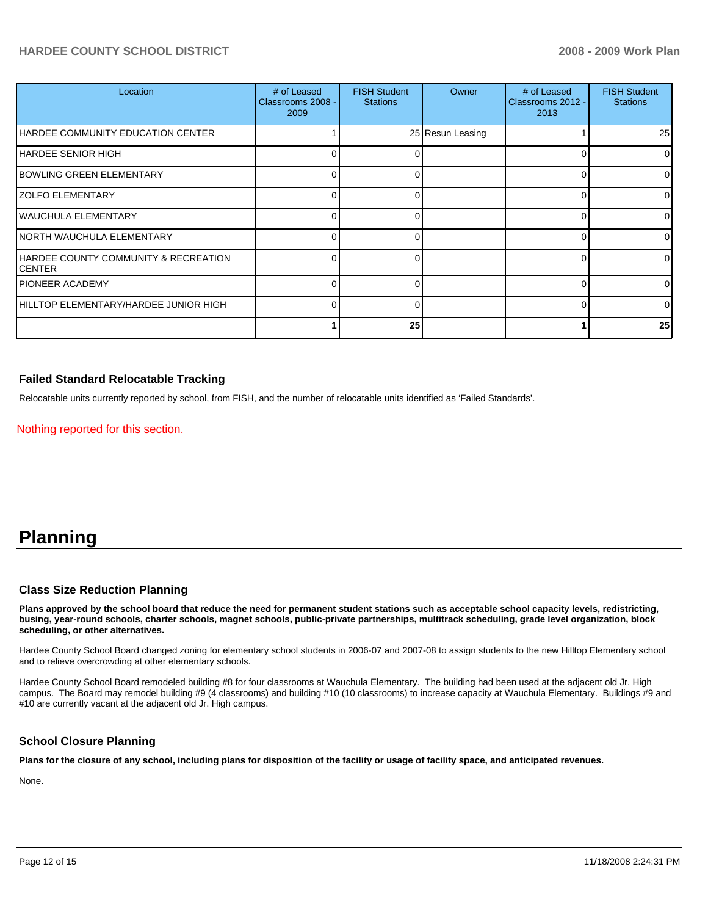| Location | # of Leased Classrooms 2008 - 2009 | FISH Student Stations | Owner | # of Leased Classrooms 2012 - 2013 | FISH Student Stations |
|---|---|---|---|---|---|
| HARDEE COMMUNITY EDUCATION CENTER | 1 | 25 | Resun Leasing | 1 | 25 |
| HARDEE SENIOR HIGH | 0 | 0 | | 0 | 0 |
| BOWLING GREEN ELEMENTARY | 0 | 0 | | 0 | 0 |
| ZOLFO ELEMENTARY | 0 | 0 | | 0 | 0 |
| WAUCHULA ELEMENTARY | 0 | 0 | | 0 | 0 |
| NORTH WAUCHULA ELEMENTARY | 0 | 0 | | 0 | 0 |
| HARDEE COUNTY COMMUNITY & RECREATION CENTER | 0 | 0 | | 0 | 0 |
| PIONEER ACADEMY | 0 | 0 | | 0 | 0 |
| HILLTOP ELEMENTARY/HARDEE JUNIOR HIGH | 0 | 0 | | 0 | 0 |
| | **1** | **25** | | **1** | **25** |

### Failed Standard Relocatable Tracking

Relocatable units currently reported by school, from FISH, and the number of relocatable units identified as 'Failed Standards'.

Nothing reported for this section.

# Planning

### Class Size Reduction Planning

**Plans approved by the school board that reduce the need for permanent student stations such as acceptable school capacity levels, redistricting, busing, year-round schools, charter schools, magnet schools, public-private partnerships, multitrack scheduling, grade level organization, block scheduling, or other alternatives.**

Hardee County School Board changed zoning for elementary school students in 2006-07 and 2007-08 to assign students to the new Hilltop Elementary school and to relieve overcrowding at other elementary schools.

Hardee County School Board remodeled building #8 for four classrooms at Wauchula Elementary. The building had been used at the adjacent old Jr. High campus. The Board may remodel building #9 (4 classrooms) and building #10 (10 classrooms) to increase capacity at Wauchula Elementary. Buildings #9 and #10 are currently vacant at the adjacent old Jr. High campus.

### School Closure Planning

**Plans for the closure of any school, including plans for disposition of the facility or usage of facility space, and anticipated revenues.**

None.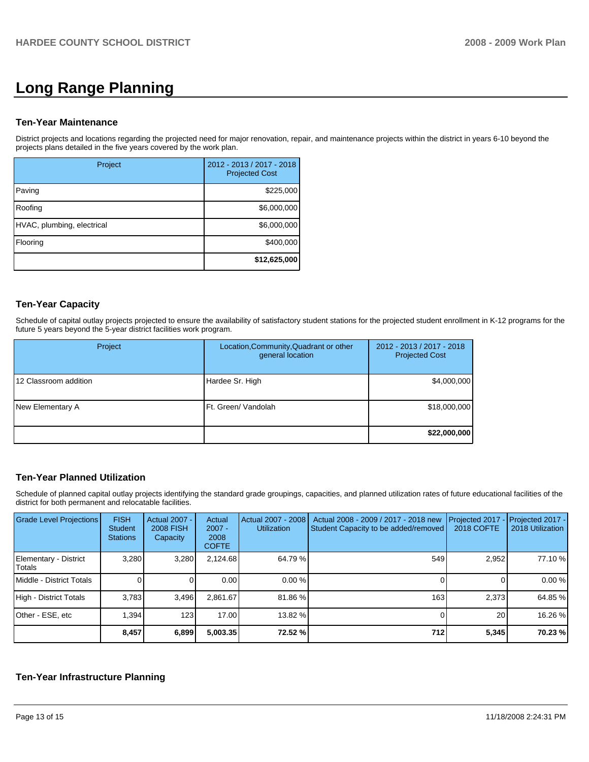# Long Range Planning

### Ten-Year Maintenance

District projects and locations regarding the projected need for major renovation, repair, and maintenance projects within the district in years 6-10 beyond the projects plans detailed in the five years covered by the work plan.

| Project | 2012 - 2013 / 2017 - 2018 Projected Cost |
|---|---|
| Paving | $225,000 |
| Roofing | $6,000,000 |
| HVAC, plumbing, electrical | $6,000,000 |
| Flooring | $400,000 |
| | **$12,625,000** |

### Ten-Year Capacity

Schedule of capital outlay projects projected to ensure the availability of satisfactory student stations for the projected student enrollment in K-12 programs for the future 5 years beyond the 5-year district facilities work program.

| Project | Location,Community,Quadrant or other general location | 2012 - 2013 / 2017 - 2018 Projected Cost |
|---|---|---|
| 12 Classroom addition | Hardee Sr. High | $4,000,000 |
| New Elementary A | Ft. Green/ Vandolah | $18,000,000 |
| | | **$22,000,000** |

### Ten-Year Planned Utilization

Schedule of planned capital outlay projects identifying the standard grade groupings, capacities, and planned utilization rates of future educational facilities of the district for both permanent and relocatable facilities.

| Grade Level Projections | FISH Student Stations | Actual 2007 - 2008 FISH Capacity | Actual 2007 - 2008 COFTE | Actual 2007 - 2008 Utilization | Actual 2008 - 2009 / 2017 - 2018 new Student Capacity to be added/removed | Projected 2017 - 2018 COFTE | Projected 2017 - 2018 Utilization |
|---|---|---|---|---|---|---|---|
| Elementary - District Totals | 3,280 | 3,280 | 2,124.68 | 64.79 % | 549 | 2,952 | 77.10 % |
| Middle - District Totals | 0 | 0 | 0.00 | 0.00 % | 0 | 0 | 0.00 % |
| High - District Totals | 3,783 | 3,496 | 2,861.67 | 81.86 % | 163 | 2,373 | 64.85 % |
| Other - ESE, etc | 1,394 | 123 | 17.00 | 13.82 % | 0 | 20 | 16.26 % |
| | **8,457** | **6,899** | **5,003.35** | **72.52 %** | **712** | **5,345** | **70.23 %** |

### Ten-Year Infrastructure Planning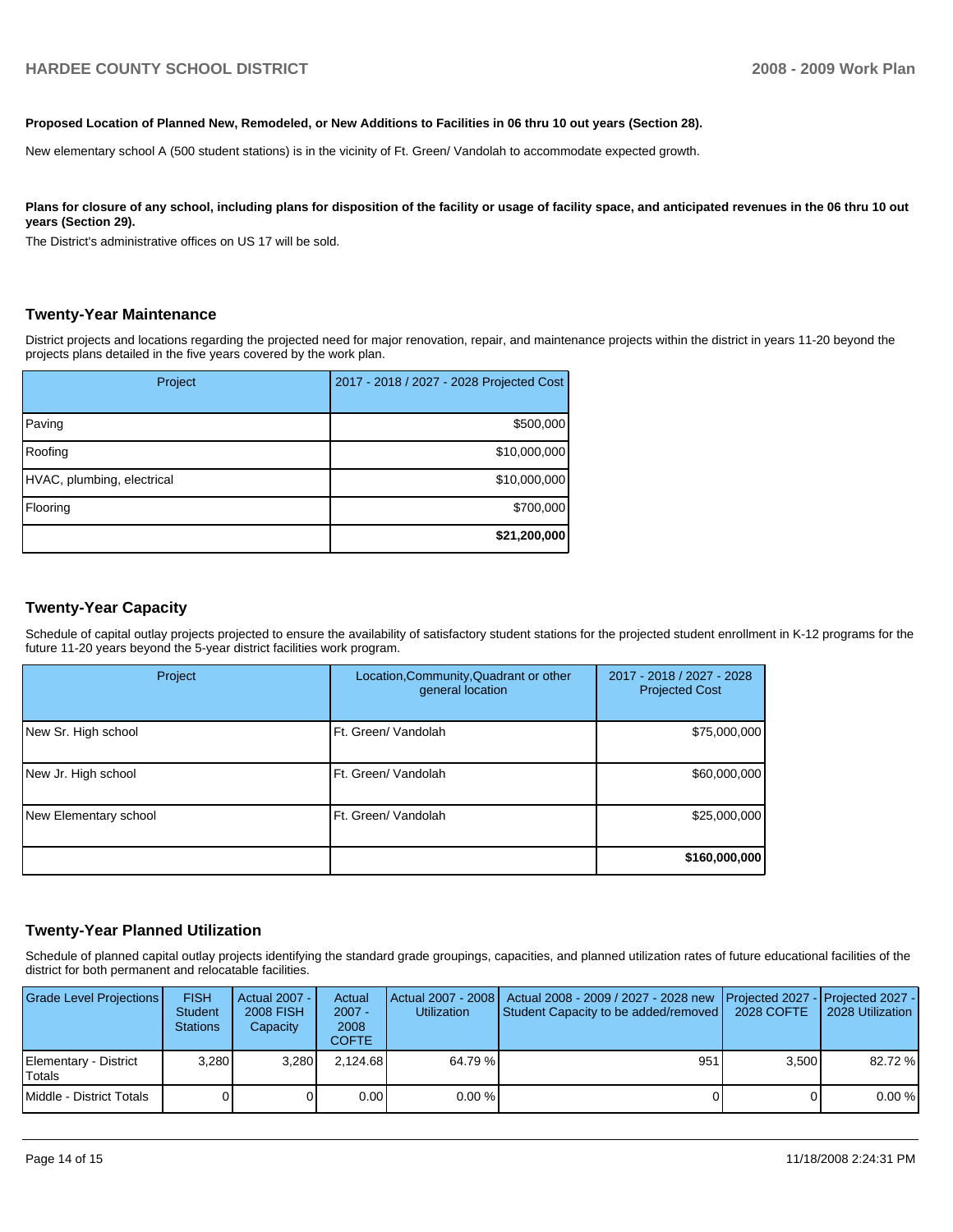**Proposed Location of Planned New, Remodeled, or New Additions to Facilities in 06 thru 10 out years (Section 28).**

New elementary school A (500 student stations) is in the vicinity of Ft. Green/ Vandolah to accommodate expected growth.

**Plans for closure of any school, including plans for disposition of the facility or usage of facility space, and anticipated revenues in the 06 thru 10 out years (Section 29).**

The District's administrative offices on US 17 will be sold.

## Twenty-Year Maintenance

District projects and locations regarding the projected need for major renovation, repair, and maintenance projects within the district in years 11-20 beyond the projects plans detailed in the five years covered by the work plan.

| Project | 2017 - 2018 / 2027 - 2028 Projected Cost |
|---|---|
| Paving | $500,000 |
| Roofing | $10,000,000 |
| HVAC, plumbing, electrical | $10,000,000 |
| Flooring | $700,000 |
| | **$21,200,000** |

## Twenty-Year Capacity

Schedule of capital outlay projects projected to ensure the availability of satisfactory student stations for the projected student enrollment in K-12 programs for the future 11-20 years beyond the 5-year district facilities work program.

| Project | Location,Community,Quadrant or other general location | 2017 - 2018 / 2027 - 2028 Projected Cost |
|---|---|---|
| New Sr. High school | Ft. Green/ Vandolah | $75,000,000 |
| New Jr. High school | Ft. Green/ Vandolah | $60,000,000 |
| New Elementary school | Ft. Green/ Vandolah | $25,000,000 |
| | | **$160,000,000** |

## Twenty-Year Planned Utilization

Schedule of planned capital outlay projects identifying the standard grade groupings, capacities, and planned utilization rates of future educational facilities of the district for both permanent and relocatable facilities.

| Grade Level Projections | FISH Student Stations | Actual 2007 - 2008 FISH Capacity | Actual 2007 - 2008 COFTE | Actual 2007 - 2008 Utilization | Actual 2008 - 2009 / 2027 - 2028 new Student Capacity to be added/removed | Projected 2027 - 2028 COFTE | Projected 2027 - 2028 Utilization |
|---|---|---|---|---|---|---|---|
| Elementary - District Totals | 3,280 | 3,280 | 2,124.68 | 64.79 % | 951 | 3,500 | 82.72 % |
| Middle - District Totals | 0 | 0 | 0.00 | 0.00 % | 0 | 0 | 0.00 % |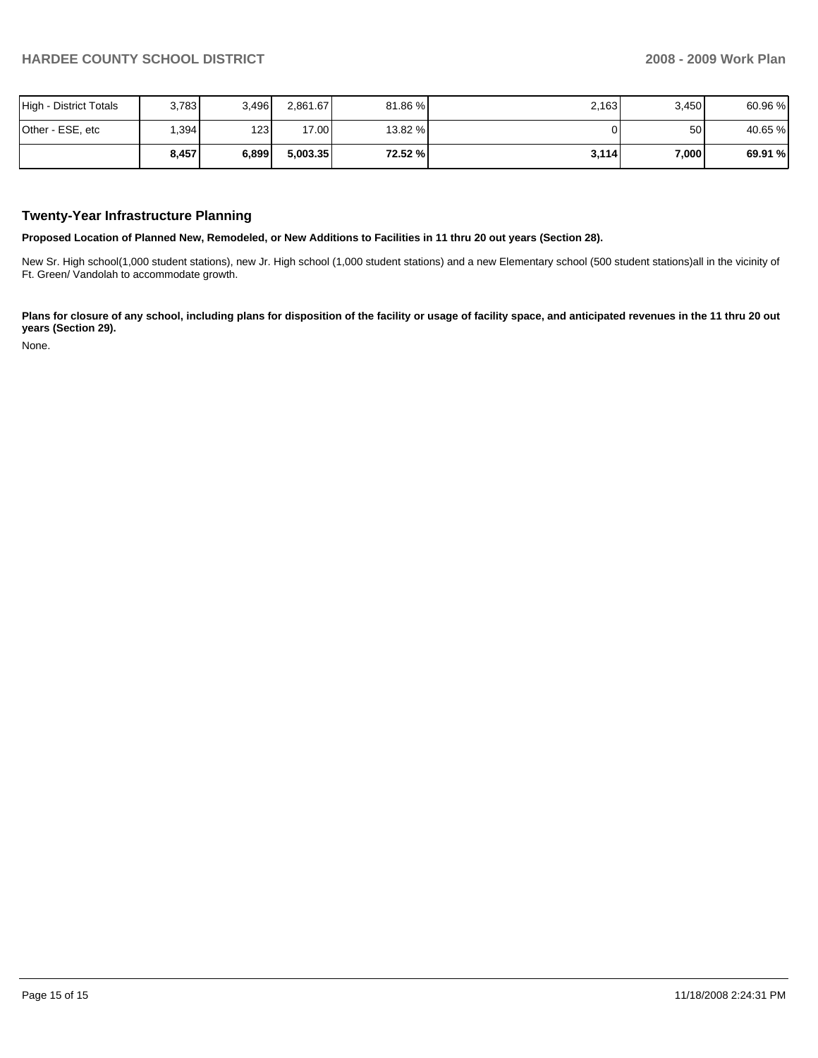| | | | | | | | |
|---|---|---|---|---|---|---|---|
| High - District Totals | 3,783 | 3,496 | 2,861.67 | 81.86 % | 2,163 | 3,450 | 60.96 % |
| Other - ESE, etc | 1,394 | 123 | 17.00 | 13.82 % | 0 | 50 | 40.65 % |
| | **8,457** | **6,899** | **5,003.35** | **72.52 %** | **3,114** | **7,000** | **69.91 %** |

## Twenty-Year Infrastructure Planning

**Proposed Location of Planned New, Remodeled, or New Additions to Facilities in 11 thru 20 out years (Section 28).**

New Sr. High school(1,000 student stations), new Jr. High school (1,000 student stations) and a new Elementary school (500 student stations)all in the vicinity of Ft. Green/ Vandolah to accommodate growth.

**Plans for closure of any school, including plans for disposition of the facility or usage of facility space, and anticipated revenues in the 11 thru 20 out years (Section 29).**

None.